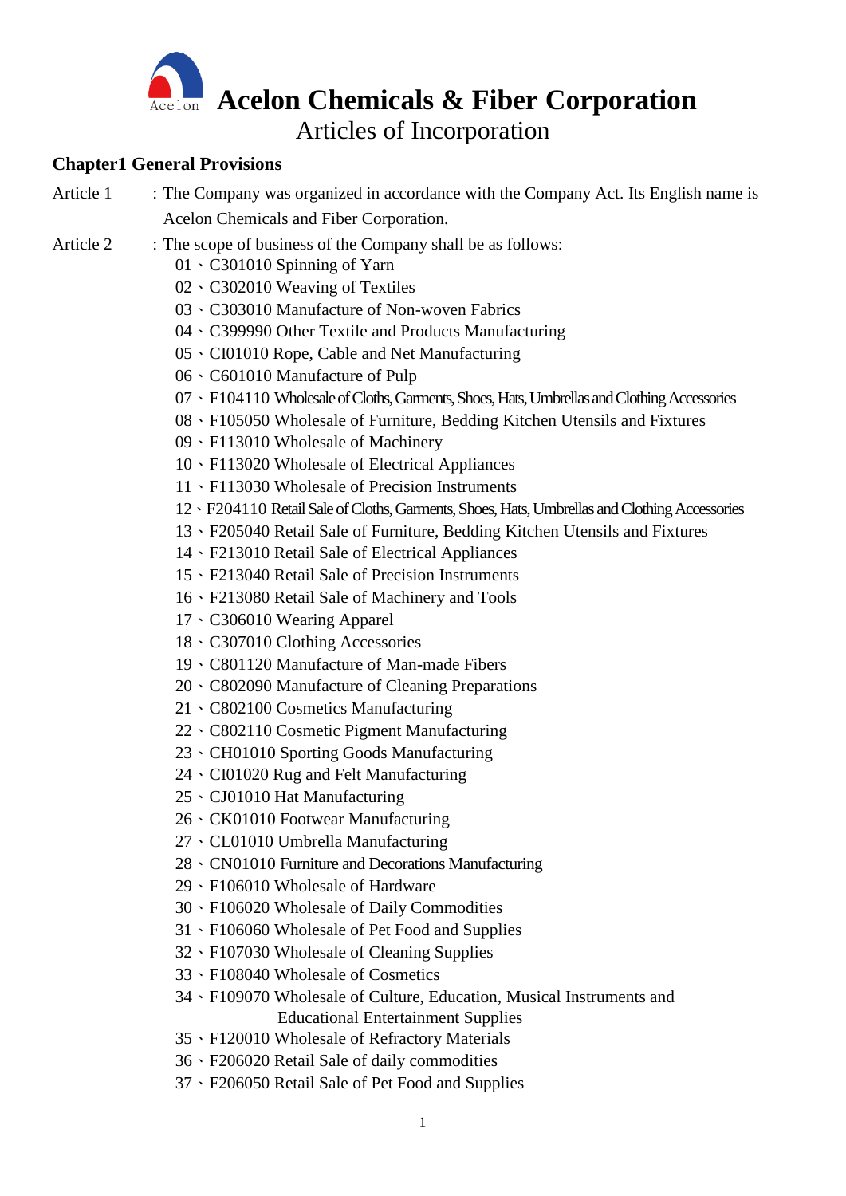# Acelon Chemicals & Fiber Corporation

## Articles of Incorporation

### Chapter1 General Provisions

Article 1 : The Company was organized in accordance with the Company Act. Its English name is Acelon Chemicals and Fiber Corporation.

Article 2 : The scope of business of the Company shall be as follows:

01、C301010 Spinning of Yarn
02、C302010 Weaving of Textiles
03、C303010 Manufacture of Non-woven Fabrics
04、C399990 Other Textile and Products Manufacturing
05、CI01010 Rope, Cable and Net Manufacturing
06、C601010 Manufacture of Pulp
07、F104110 Wholesale of Cloths, Garments, Shoes, Hats, Umbrellas and Clothing Accessories
08、F105050 Wholesale of Furniture, Bedding Kitchen Utensils and Fixtures
09、F113010 Wholesale of Machinery
10、F113020 Wholesale of Electrical Appliances
11、F113030 Wholesale of Precision Instruments
12、F204110 Retail Sale of Cloths, Garments, Shoes, Hats, Umbrellas and Clothing Accessories
13、F205040 Retail Sale of Furniture, Bedding Kitchen Utensils and Fixtures
14、F213010 Retail Sale of Electrical Appliances
15、F213040 Retail Sale of Precision Instruments
16、F213080 Retail Sale of Machinery and Tools
17、C306010 Wearing Apparel
18、C307010 Clothing Accessories
19、C801120 Manufacture of Man-made Fibers
20、C802090 Manufacture of Cleaning Preparations
21、C802100 Cosmetics Manufacturing
22、C802110 Cosmetic Pigment Manufacturing
23、CH01010 Sporting Goods Manufacturing
24、CI01020 Rug and Felt Manufacturing
25、CJ01010 Hat Manufacturing
26、CK01010 Footwear Manufacturing
27、CL01010 Umbrella Manufacturing
28、CN01010 Furniture and Decorations Manufacturing
29、F106010 Wholesale of Hardware
30、F106020 Wholesale of Daily Commodities
31、F106060 Wholesale of Pet Food and Supplies
32、F107030 Wholesale of Cleaning Supplies
33、F108040 Wholesale of Cosmetics
34、F109070 Wholesale of Culture, Education, Musical Instruments and Educational Entertainment Supplies
35、F120010 Wholesale of Refractory Materials
36、F206020 Retail Sale of daily commodities
37、F206050 Retail Sale of Pet Food and Supplies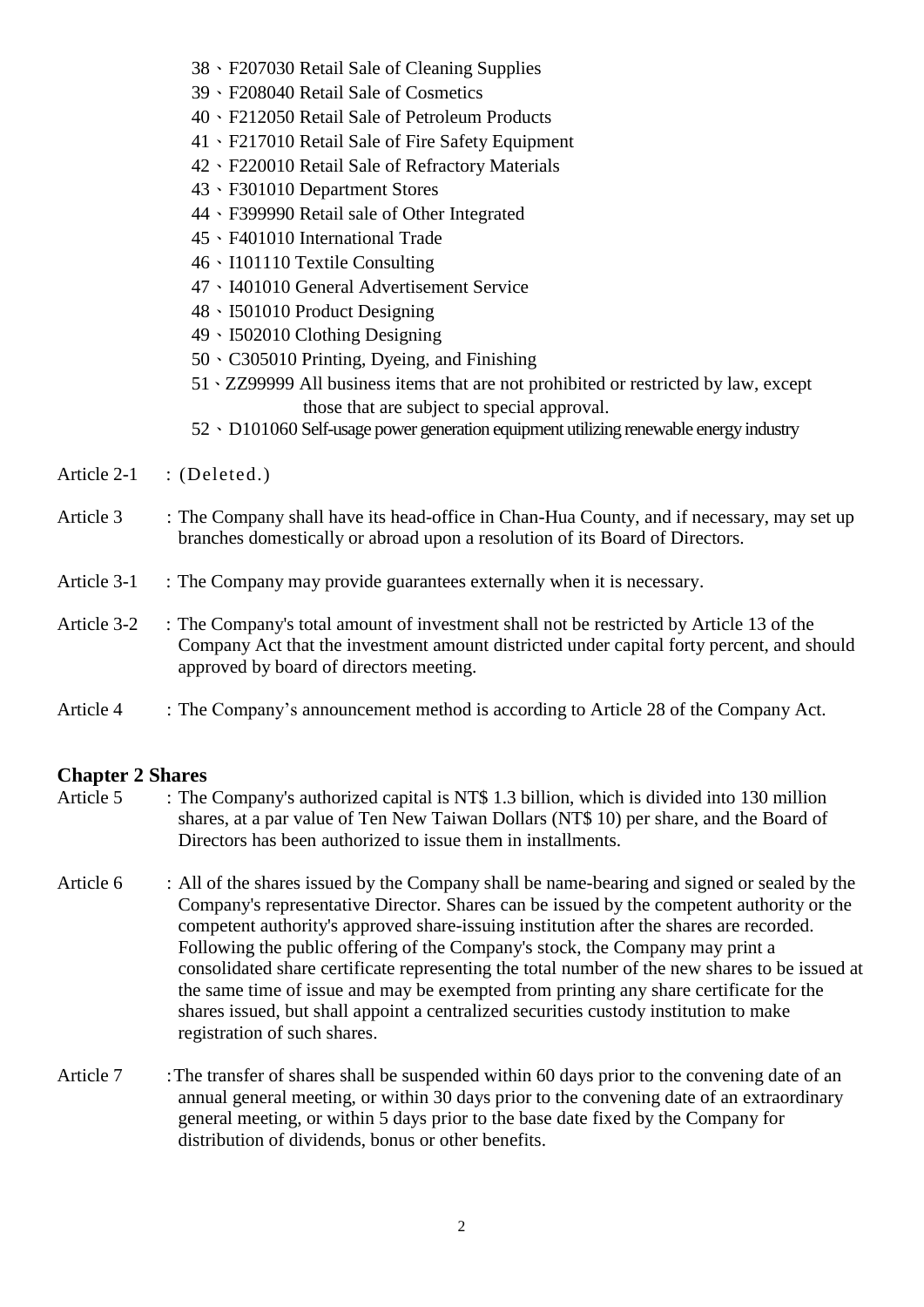38、F207030 Retail Sale of Cleaning Supplies
39、F208040 Retail Sale of Cosmetics
40、F212050 Retail Sale of Petroleum Products
41、F217010 Retail Sale of Fire Safety Equipment
42、F220010 Retail Sale of Refractory Materials
43、F301010 Department Stores
44、F399990 Retail sale of Other Integrated
45、F401010 International Trade
46、I101110 Textile Consulting
47、I401010 General Advertisement Service
48、I501010 Product Designing
49、I502010 Clothing Designing
50、C305010 Printing, Dyeing, and Finishing
51、ZZ99999 All business items that are not prohibited or restricted by law, except those that are subject to special approval.
52、D101060 Self-usage power generation equipment utilizing renewable energy industry

Article 2-1 : (Deleted.)

Article 3 : The Company shall have its head-office in Chan-Hua County, and if necessary, may set up branches domestically or abroad upon a resolution of its Board of Directors.

Article 3-1 : The Company may provide guarantees externally when it is necessary.

Article 3-2 : The Company's total amount of investment shall not be restricted by Article 13 of the Company Act that the investment amount districted under capital forty percent, and should approved by board of directors meeting.

Article 4 : The Company's announcement method is according to Article 28 of the Company Act.

## Chapter 2 Shares

Article 5 : The Company's authorized capital is NT$ 1.3 billion, which is divided into 130 million shares, at a par value of Ten New Taiwan Dollars (NT$ 10) per share, and the Board of Directors has been authorized to issue them in installments.

Article 6 : All of the shares issued by the Company shall be name-bearing and signed or sealed by the Company's representative Director. Shares can be issued by the competent authority or the competent authority's approved share-issuing institution after the shares are recorded. Following the public offering of the Company's stock, the Company may print a consolidated share certificate representing the total number of the new shares to be issued at the same time of issue and may be exempted from printing any share certificate for the shares issued, but shall appoint a centralized securities custody institution to make registration of such shares.

Article 7 : The transfer of shares shall be suspended within 60 days prior to the convening date of an annual general meeting, or within 30 days prior to the convening date of an extraordinary general meeting, or within 5 days prior to the base date fixed by the Company for distribution of dividends, bonus or other benefits.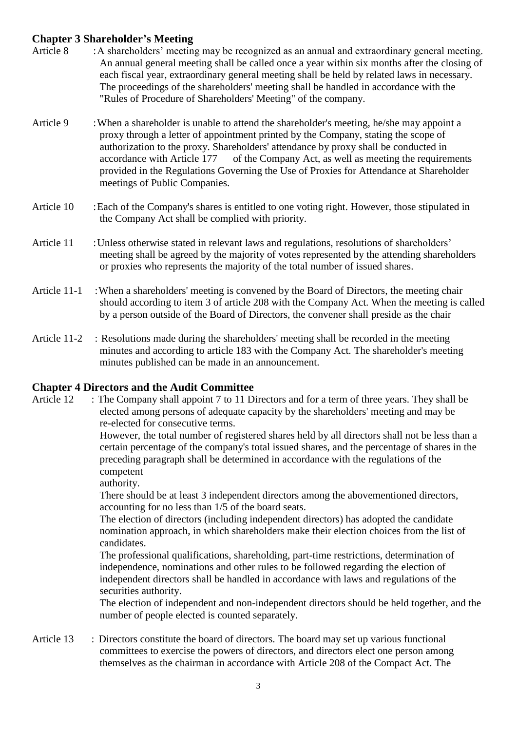## Chapter 3 Shareholder's Meeting

Article 8 : A shareholders' meeting may be recognized as an annual and extraordinary general meeting. An annual general meeting shall be called once a year within six months after the closing of each fiscal year, extraordinary general meeting shall be held by related laws in necessary. The proceedings of the shareholders' meeting shall be handled in accordance with the "Rules of Procedure of Shareholders' Meeting" of the company.

Article 9 : When a shareholder is unable to attend the shareholder's meeting, he/she may appoint a proxy through a letter of appointment printed by the Company, stating the scope of authorization to the proxy. Shareholders' attendance by proxy shall be conducted in accordance with Article 177 of the Company Act, as well as meeting the requirements provided in the Regulations Governing the Use of Proxies for Attendance at Shareholder meetings of Public Companies.

Article 10 : Each of the Company's shares is entitled to one voting right. However, those stipulated in the Company Act shall be complied with priority.

Article 11 : Unless otherwise stated in relevant laws and regulations, resolutions of shareholders' meeting shall be agreed by the majority of votes represented by the attending shareholders or proxies who represents the majority of the total number of issued shares.

Article 11-1 : When a shareholders' meeting is convened by the Board of Directors, the meeting chair should according to item 3 of article 208 with the Company Act. When the meeting is called by a person outside of the Board of Directors, the convener shall preside as the chair

Article 11-2 : Resolutions made during the shareholders' meeting shall be recorded in the meeting minutes and according to article 183 with the Company Act. The shareholder's meeting minutes published can be made in an announcement.

## Chapter 4 Directors and the Audit Committee

Article 12 : The Company shall appoint 7 to 11 Directors and for a term of three years. They shall be elected among persons of adequate capacity by the shareholders' meeting and may be re-elected for consecutive terms.

However, the total number of registered shares held by all directors shall not be less than a certain percentage of the company's total issued shares, and the percentage of shares in the preceding paragraph shall be determined in accordance with the regulations of the competent authority.

There should be at least 3 independent directors among the abovementioned directors, accounting for no less than 1/5 of the board seats.

The election of directors (including independent directors) has adopted the candidate nomination approach, in which shareholders make their election choices from the list of candidates.

The professional qualifications, shareholding, part-time restrictions, determination of independence, nominations and other rules to be followed regarding the election of independent directors shall be handled in accordance with laws and regulations of the securities authority.

The election of independent and non-independent directors should be held together, and the number of people elected is counted separately.

Article 13 : Directors constitute the board of directors. The board may set up various functional committees to exercise the powers of directors, and directors elect one person among themselves as the chairman in accordance with Article 208 of the Compact Act. The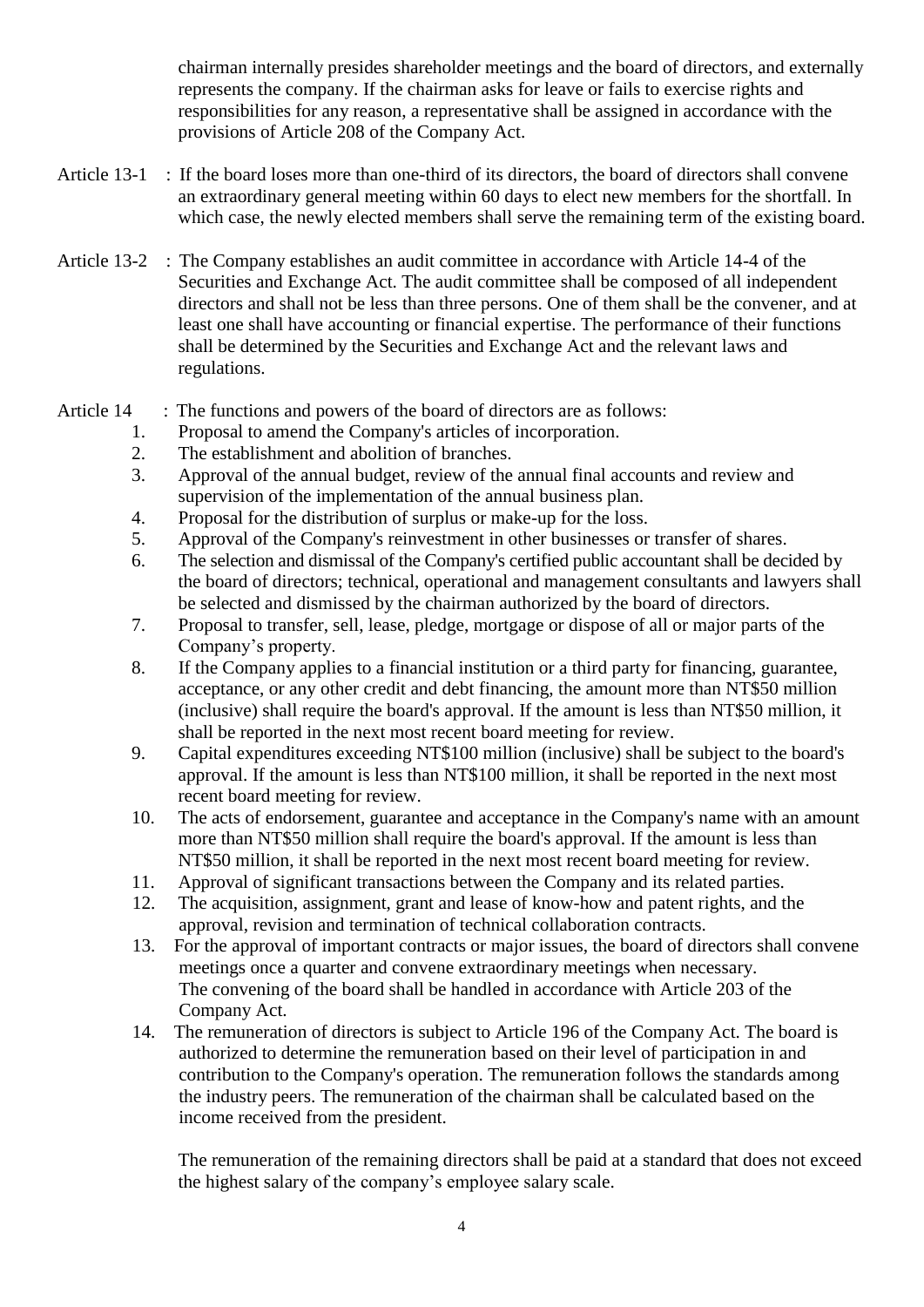chairman internally presides shareholder meetings and the board of directors, and externally represents the company. If the chairman asks for leave or fails to exercise rights and responsibilities for any reason, a representative shall be assigned in accordance with the provisions of Article 208 of the Company Act.

Article 13-1 : If the board loses more than one-third of its directors, the board of directors shall convene an extraordinary general meeting within 60 days to elect new members for the shortfall. In which case, the newly elected members shall serve the remaining term of the existing board.

Article 13-2 : The Company establishes an audit committee in accordance with Article 14-4 of the Securities and Exchange Act. The audit committee shall be composed of all independent directors and shall not be less than three persons. One of them shall be the convener, and at least one shall have accounting or financial expertise. The performance of their functions shall be determined by the Securities and Exchange Act and the relevant laws and regulations.

Article 14 : The functions and powers of the board of directors are as follows:

1. Proposal to amend the Company's articles of incorporation.
2. The establishment and abolition of branches.
3. Approval of the annual budget, review of the annual final accounts and review and supervision of the implementation of the annual business plan.
4. Proposal for the distribution of surplus or make-up for the loss.
5. Approval of the Company's reinvestment in other businesses or transfer of shares.
6. The selection and dismissal of the Company's certified public accountant shall be decided by the board of directors; technical, operational and management consultants and lawyers shall be selected and dismissed by the chairman authorized by the board of directors.
7. Proposal to transfer, sell, lease, pledge, mortgage or dispose of all or major parts of the Company's property.
8. If the Company applies to a financial institution or a third party for financing, guarantee, acceptance, or any other credit and debt financing, the amount more than NT$50 million (inclusive) shall require the board's approval. If the amount is less than NT$50 million, it shall be reported in the next most recent board meeting for review.
9. Capital expenditures exceeding NT$100 million (inclusive) shall be subject to the board's approval. If the amount is less than NT$100 million, it shall be reported in the next most recent board meeting for review.
10. The acts of endorsement, guarantee and acceptance in the Company's name with an amount more than NT$50 million shall require the board's approval. If the amount is less than NT$50 million, it shall be reported in the next most recent board meeting for review.
11. Approval of significant transactions between the Company and its related parties.
12. The acquisition, assignment, grant and lease of know-how and patent rights, and the approval, revision and termination of technical collaboration contracts.
13. For the approval of important contracts or major issues, the board of directors shall convene meetings once a quarter and convene extraordinary meetings when necessary. The convening of the board shall be handled in accordance with Article 203 of the Company Act.
14. The remuneration of directors is subject to Article 196 of the Company Act. The board is authorized to determine the remuneration based on their level of participation in and contribution to the Company's operation. The remuneration follows the standards among the industry peers. The remuneration of the chairman shall be calculated based on the income received from the president.

    The remuneration of the remaining directors shall be paid at a standard that does not exceed the highest salary of the company's employee salary scale.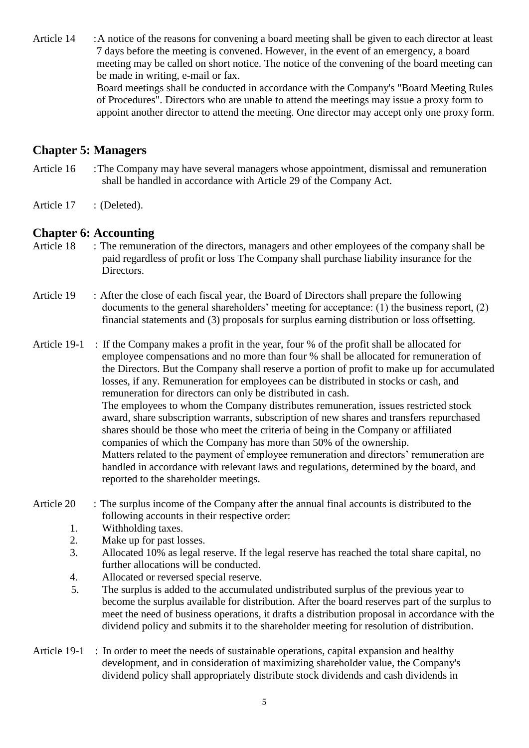Article 14 : A notice of the reasons for convening a board meeting shall be given to each director at least 7 days before the meeting is convened. However, in the event of an emergency, a board meeting may be called on short notice. The notice of the convening of the board meeting can be made in writing, e-mail or fax.
Board meetings shall be conducted in accordance with the Company's "Board Meeting Rules of Procedures". Directors who are unable to attend the meetings may issue a proxy form to appoint another director to attend the meeting. One director may accept only one proxy form.

## Chapter 5: Managers

Article 16 : The Company may have several managers whose appointment, dismissal and remuneration shall be handled in accordance with Article 29 of the Company Act.

Article 17 : (Deleted).

## Chapter 6: Accounting

Article 18 : The remuneration of the directors, managers and other employees of the company shall be paid regardless of profit or loss The Company shall purchase liability insurance for the Directors.

Article 19 : After the close of each fiscal year, the Board of Directors shall prepare the following documents to the general shareholders' meeting for acceptance: (1) the business report, (2) financial statements and (3) proposals for surplus earning distribution or loss offsetting.

Article 19-1 : If the Company makes a profit in the year, four % of the profit shall be allocated for employee compensations and no more than four % shall be allocated for remuneration of the Directors. But the Company shall reserve a portion of profit to make up for accumulated losses, if any. Remuneration for employees can be distributed in stocks or cash, and remuneration for directors can only be distributed in cash.
The employees to whom the Company distributes remuneration, issues restricted stock award, share subscription warrants, subscription of new shares and transfers repurchased shares should be those who meet the criteria of being in the Company or affiliated companies of which the Company has more than 50% of the ownership.
Matters related to the payment of employee remuneration and directors' remuneration are handled in accordance with relevant laws and regulations, determined by the board, and reported to the shareholder meetings.

Article 20 : The surplus income of the Company after the annual final accounts is distributed to the following accounts in their respective order:

1. Withholding taxes.
2. Make up for past losses.
3. Allocated 10% as legal reserve. If the legal reserve has reached the total share capital, no further allocations will be conducted.
4. Allocated or reversed special reserve.
5. The surplus is added to the accumulated undistributed surplus of the previous year to become the surplus available for distribution. After the board reserves part of the surplus to meet the need of business operations, it drafts a distribution proposal in accordance with the dividend policy and submits it to the shareholder meeting for resolution of distribution.

Article 19-1 : In order to meet the needs of sustainable operations, capital expansion and healthy development, and in consideration of maximizing shareholder value, the Company's dividend policy shall appropriately distribute stock dividends and cash dividends in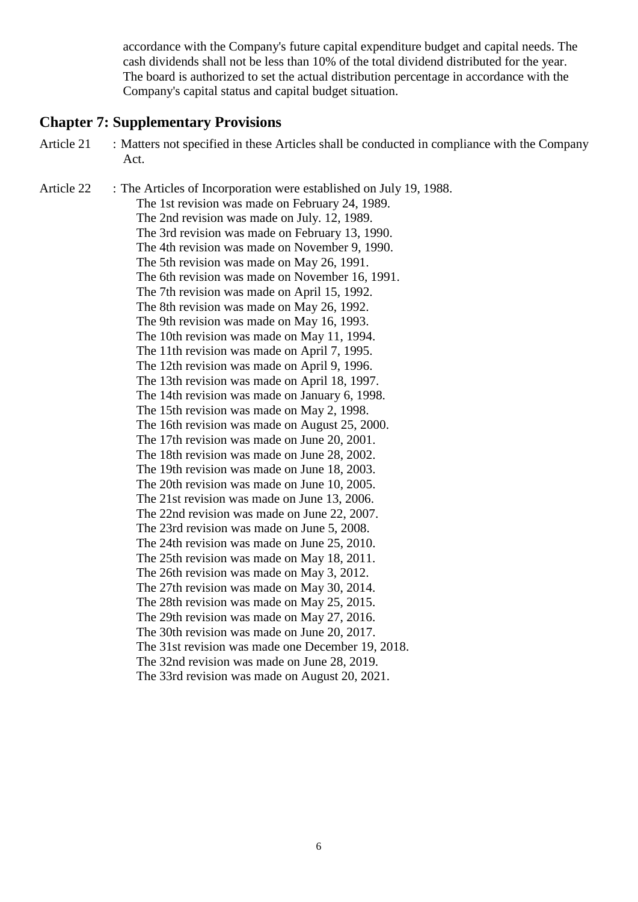accordance with the Company's future capital expenditure budget and capital needs. The cash dividends shall not be less than 10% of the total dividend distributed for the year. The board is authorized to set the actual distribution percentage in accordance with the Company's capital status and capital budget situation.

## Chapter 7: Supplementary Provisions

Article 21 : Matters not specified in these Articles shall be conducted in compliance with the Company Act.

Article 22 : The Articles of Incorporation were established on July 19, 1988.

The 1st revision was made on February 24, 1989.
The 2nd revision was made on July. 12, 1989.
The 3rd revision was made on February 13, 1990.
The 4th revision was made on November 9, 1990.
The 5th revision was made on May 26, 1991.
The 6th revision was made on November 16, 1991.
The 7th revision was made on April 15, 1992.
The 8th revision was made on May 26, 1992.
The 9th revision was made on May 16, 1993.
The 10th revision was made on May 11, 1994.
The 11th revision was made on April 7, 1995.
The 12th revision was made on April 9, 1996.
The 13th revision was made on April 18, 1997.
The 14th revision was made on January 6, 1998.
The 15th revision was made on May 2, 1998.
The 16th revision was made on August 25, 2000.
The 17th revision was made on June 20, 2001.
The 18th revision was made on June 28, 2002.
The 19th revision was made on June 18, 2003.
The 20th revision was made on June 10, 2005.
The 21st revision was made on June 13, 2006.
The 22nd revision was made on June 22, 2007.
The 23rd revision was made on June 5, 2008.
The 24th revision was made on June 25, 2010.
The 25th revision was made on May 18, 2011.
The 26th revision was made on May 3, 2012.
The 27th revision was made on May 30, 2014.
The 28th revision was made on May 25, 2015.
The 29th revision was made on May 27, 2016.
The 30th revision was made on June 20, 2017.
The 31st revision was made one December 19, 2018.
The 32nd revision was made on June 28, 2019.
The 33rd revision was made on August 20, 2021.